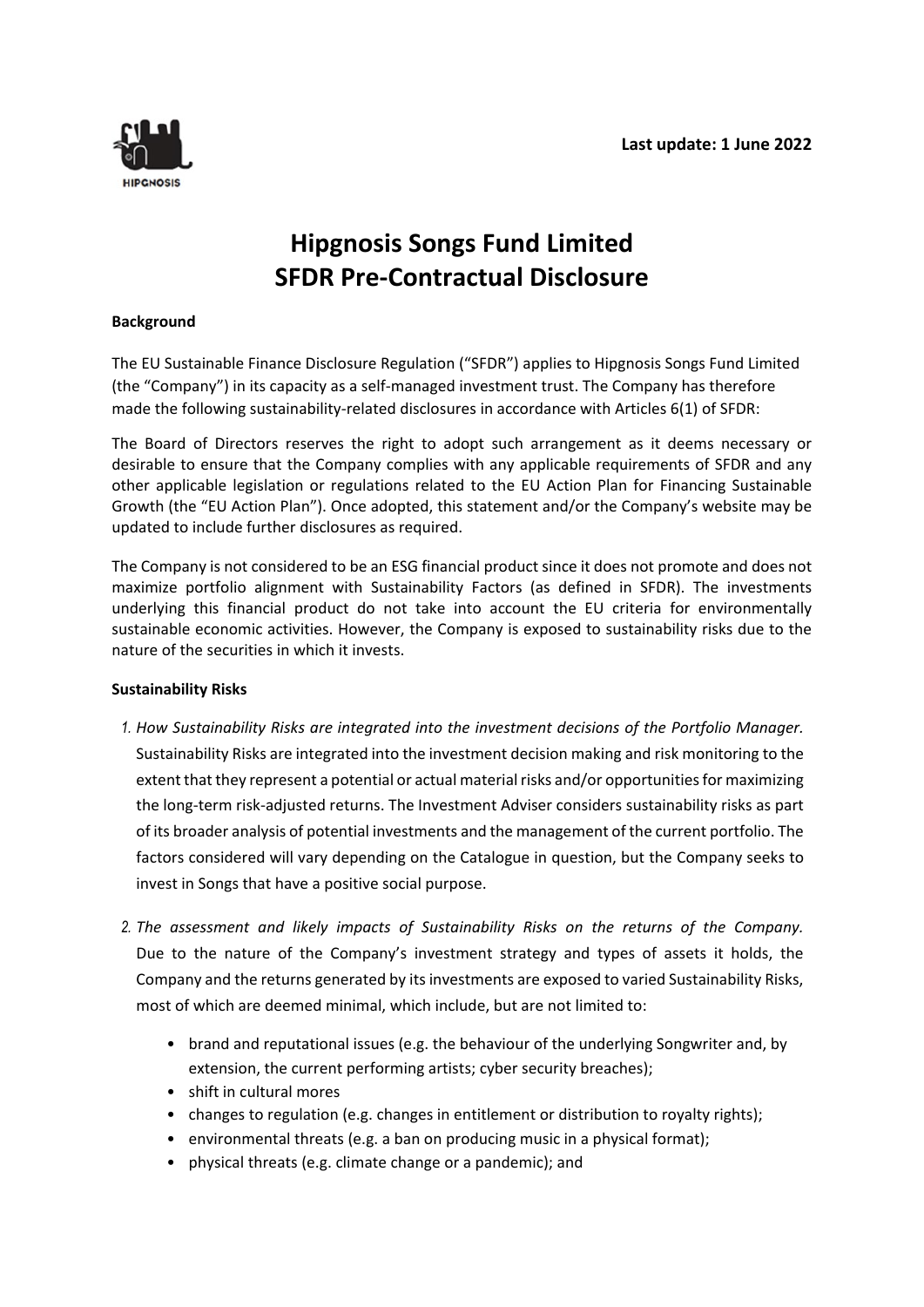**Last update: 1 June 2022**

# Hipgnosis Songs Fund Limited
# SFDR Pre-Contractual Disclosure

**Background**

The EU Sustainable Finance Disclosure Regulation ("SFDR") applies to Hipgnosis Songs Fund Limited (the "Company") in its capacity as a self-managed investment trust. The Company has therefore made the following sustainability-related disclosures in accordance with Articles 6(1) of SFDR:

The Board of Directors reserves the right to adopt such arrangement as it deems necessary or desirable to ensure that the Company complies with any applicable requirements of SFDR and any other applicable legislation or regulations related to the EU Action Plan for Financing Sustainable Growth (the "EU Action Plan"). Once adopted, this statement and/or the Company's website may be updated to include further disclosures as required.

The Company is not considered to be an ESG financial product since it does not promote and does not maximize portfolio alignment with Sustainability Factors (as defined in SFDR). The investments underlying this financial product do not take into account the EU criteria for environmentally sustainable economic activities. However, the Company is exposed to sustainability risks due to the nature of the securities in which it invests.

**Sustainability Risks**

1. *How Sustainability Risks are integrated into the investment decisions of the Portfolio Manager.* Sustainability Risks are integrated into the investment decision making and risk monitoring to the extent that they represent a potential or actual material risks and/or opportunities for maximizing the long-term risk-adjusted returns. The Investment Adviser considers sustainability risks as part of its broader analysis of potential investments and the management of the current portfolio. The factors considered will vary depending on the Catalogue in question, but the Company seeks to invest in Songs that have a positive social purpose.

2. *The assessment and likely impacts of Sustainability Risks on the returns of the Company.* Due to the nature of the Company's investment strategy and types of assets it holds, the Company and the returns generated by its investments are exposed to varied Sustainability Risks, most of which are deemed minimal, which include, but are not limited to:

   - brand and reputational issues (e.g. the behaviour of the underlying Songwriter and, by extension, the current performing artists; cyber security breaches);
   - shift in cultural mores
   - changes to regulation (e.g. changes in entitlement or distribution to royalty rights);
   - environmental threats (e.g. a ban on producing music in a physical format);
   - physical threats (e.g. climate change or a pandemic); and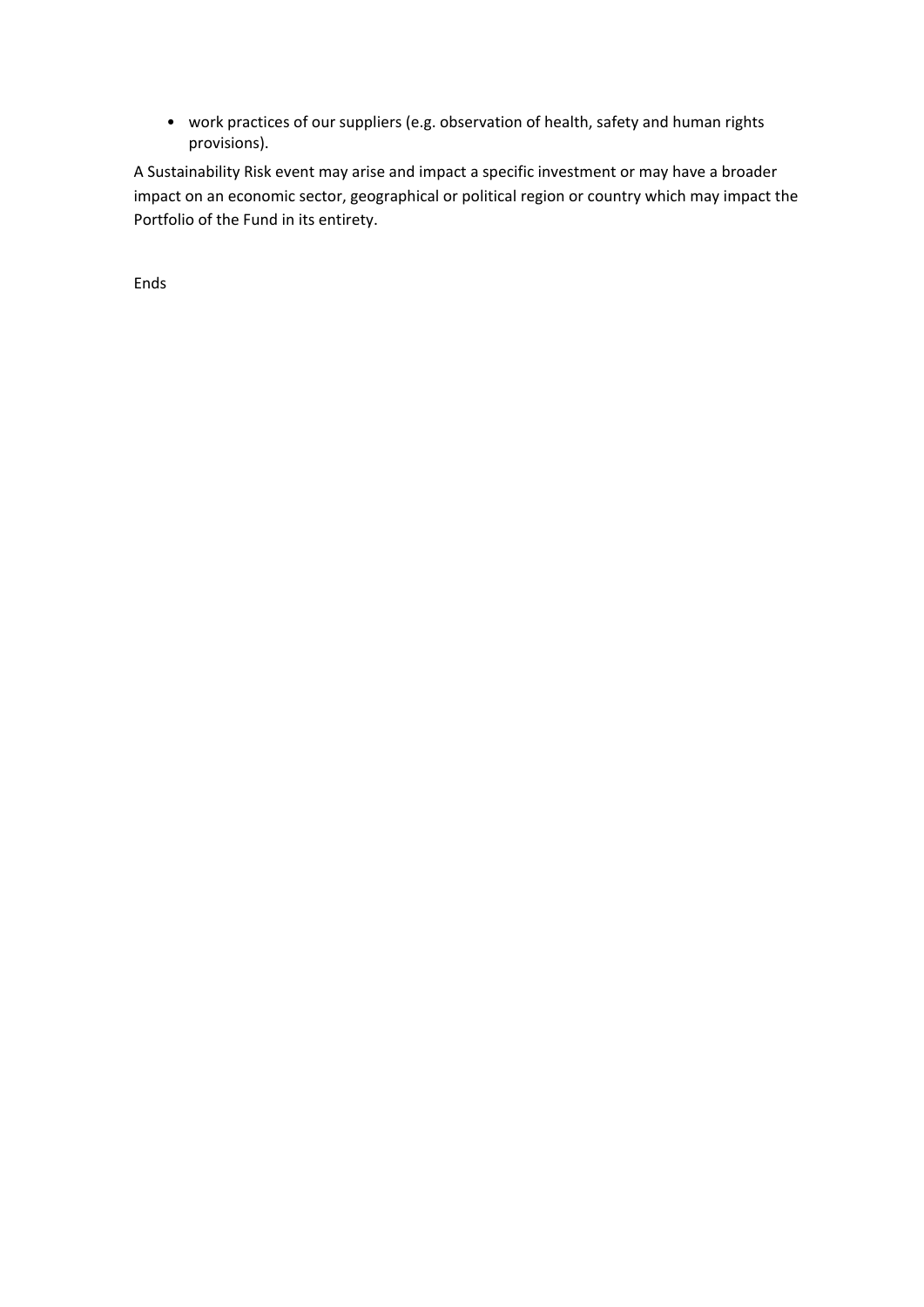- work practices of our suppliers (e.g. observation of health, safety and human rights provisions).

A Sustainability Risk event may arise and impact a specific investment or may have a broader impact on an economic sector, geographical or political region or country which may impact the Portfolio of the Fund in its entirety.

Ends